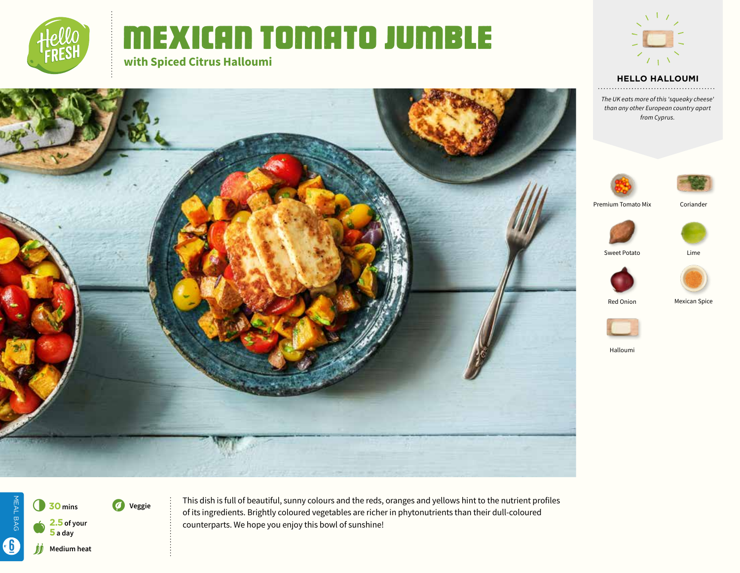# MEXICAN TOMATO JUMBLE

## with Spiced Citrus Halloumi

### HELLO HALLOUMI

*The UK eats more of this 'squeaky cheese' than any other European country apart from Cyprus.*

- Premium Tomato Mix
- Coriander
- Sweet Potato
- Lime
- Red Onion
- Mexican Spice
- Halloumi

MEAL BAG 6

**30 mins**

**2.5 of your 5 a day**

**Medium heat**

**Veggie**

This dish is full of beautiful, sunny colours and the reds, oranges and yellows hint to the nutrient profiles of its ingredients. Brightly coloured vegetables are richer in phytonutrients than their dull-coloured counterparts. We hope you enjoy this bowl of sunshine!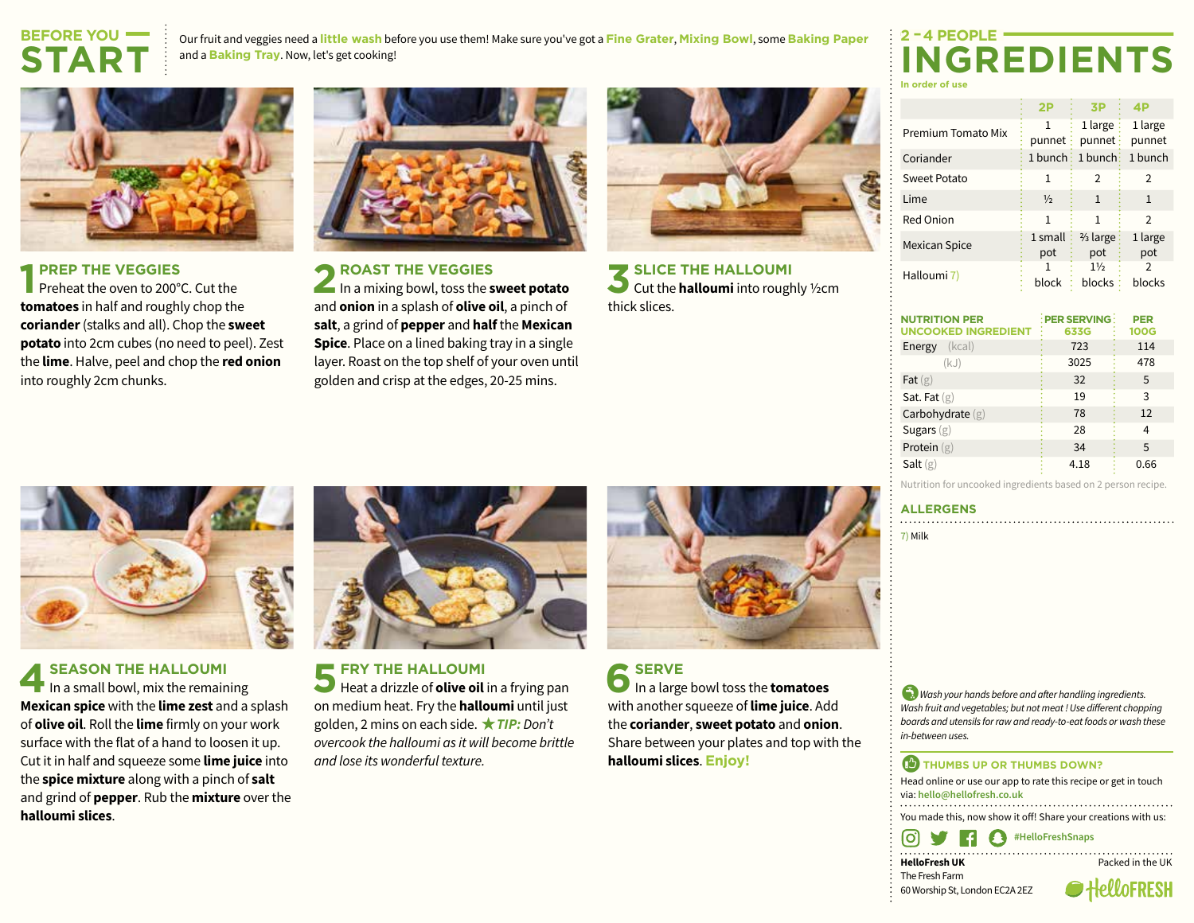## BEFORE YOU START

Our fruit and veggies need a **little wash** before you use them! Make sure you've got a **Fine Grater**, **Mixing Bowl**, some **Baking Paper** and a **Baking Tray**. Now, let's get cooking!

### 1 PREP THE VEGGIES

Preheat the oven to 200°C. Cut the **tomatoes** in half and roughly chop the **coriander** (stalks and all). Chop the **sweet potato** into 2cm cubes (no need to peel). Zest the **lime**. Halve, peel and chop the **red onion** into roughly 2cm chunks.

### 2 ROAST THE VEGGIES

In a mixing bowl, toss the **sweet potato** and **onion** in a splash of **olive oil**, a pinch of **salt**, a grind of **pepper** and **half** the **Mexican Spice**. Place on a lined baking tray in a single layer. Roast on the top shelf of your oven until golden and crisp at the edges, 20-25 mins.

### 3 SLICE THE HALLOUMI

Cut the **halloumi** into roughly ½cm thick slices.

### 4 SEASON THE HALLOUMI

In a small bowl, mix the remaining **Mexican spice** with the **lime zest** and a splash of **olive oil**. Roll the **lime** firmly on your work surface with the flat of a hand to loosen it up. Cut it in half and squeeze some **lime juice** into the **spice mixture** along with a pinch of **salt** and grind of **pepper**. Rub the **mixture** over the **halloumi slices**.

### 5 FRY THE HALLOUMI

Heat a drizzle of **olive oil** in a frying pan on medium heat. Fry the **halloumi** until just golden, 2 mins on each side. ★ *TIP: Don't overcook the halloumi as it will become brittle and lose its wonderful texture.*

### 6 SERVE

In a large bowl toss the **tomatoes** with another squeeze of **lime juice**. Add the **coriander**, **sweet potato** and **onion**. Share between your plates and top with the **halloumi slices**. **Enjoy!**

## 2-4 PEOPLE INGREDIENTS

In order of use

| | 2P | 3P | 4P |
|---|---|---|---|
| Premium Tomato Mix | 1 punnet | 1 large punnet | 1 large punnet |
| Coriander | 1 bunch | 1 bunch | 1 bunch |
| Sweet Potato | 1 | 2 | 2 |
| Lime | ½ | 1 | 1 |
| Red Onion | 1 | 1 | 2 |
| Mexican Spice | 1 small pot | ⅔ large pot | 1 large pot |
| Halloumi 7) | 1 block | 1½ blocks | 2 blocks |

| NUTRITION PER UNCOOKED INGREDIENT | PER SERVING 633G | PER 100G |
|---|---|---|
| Energy (kcal) | 723 | 114 |
| (kJ) | 3025 | 478 |
| Fat (g) | 32 | 5 |
| Sat. Fat (g) | 19 | 3 |
| Carbohydrate (g) | 78 | 12 |
| Sugars (g) | 28 | 4 |
| Protein (g) | 34 | 5 |
| Salt (g) | 4.18 | 0.66 |

Nutrition for uncooked ingredients based on 2 person recipe.

### ALLERGENS

7) Milk

*Wash your hands before and after handling ingredients. Wash fruit and vegetables; but not meat ! Use different chopping boards and utensils for raw and ready-to-eat foods or wash these in-between uses.*

### THUMBS UP OR THUMBS DOWN?

Head online or use our app to rate this recipe or get in touch via: hello@hellofresh.co.uk

You made this, now show it off! Share your creations with us:

#HelloFreshSnaps

**HelloFresh UK**
The Fresh Farm
60 Worship St, London EC2A 2EZ

Packed in the UK

HelloFRESH